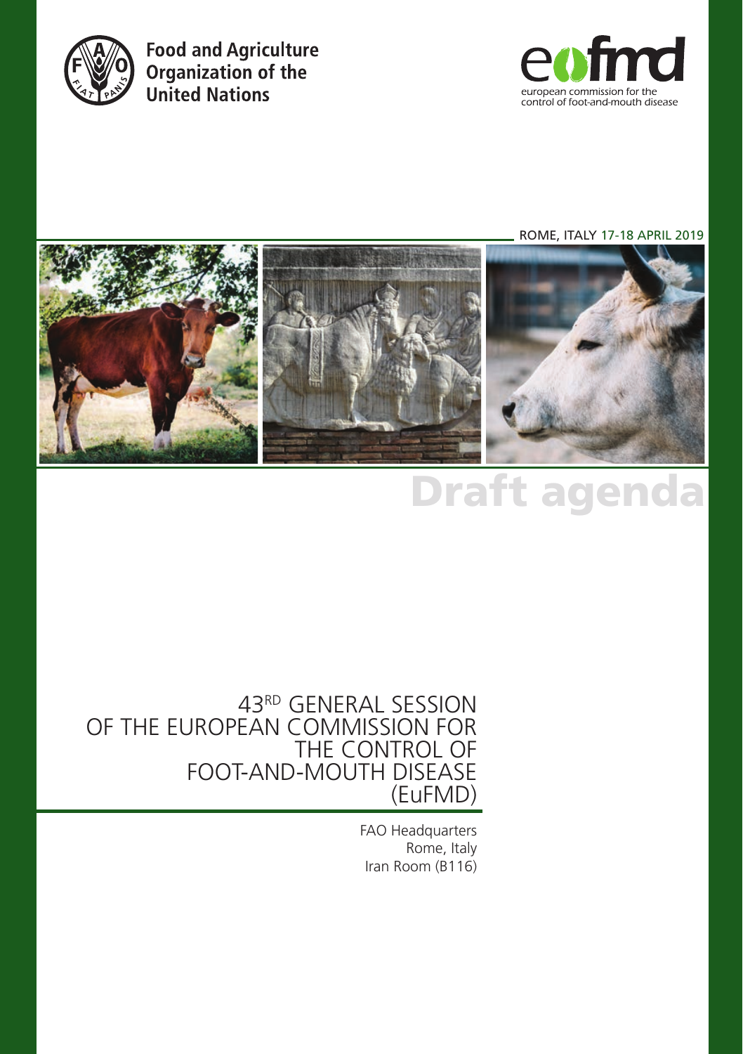Food and Agriculture Organization of the United Nations

eufmd — european commission for the control of foot-and-mouth disease

ROME, ITALY 17-18 APRIL 2019

# Draft agenda

## 43RD GENERAL SESSION OF THE EUROPEAN COMMISSION FOR THE CONTROL OF FOOT-AND-MOUTH DISEASE (EuFMD)

FAO Headquarters
Rome, Italy
Iran Room (B116)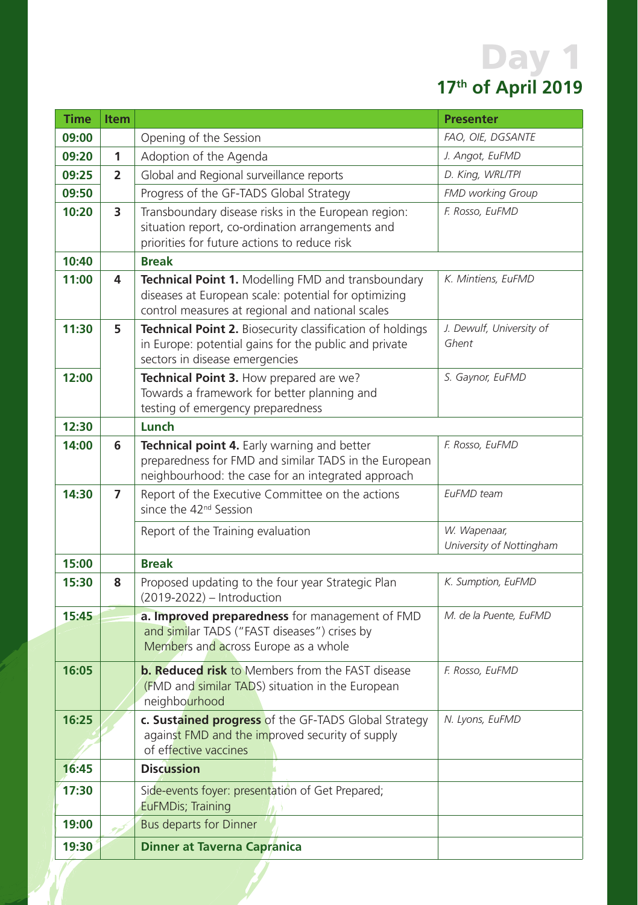# Day 1

## 17th of April 2019

| Time | Item | | Presenter |
|---|---|---|---|
| 09:00 | | Opening of the Session | *FAO, OIE, DGSANTE* |
| 09:20 | 1 | Adoption of the Agenda | *J. Angot, EuFMD* |
| 09:25 | 2 | Global and Regional surveillance reports | *D. King, WRL/TPI* |
| 09:50 | | Progress of the GF-TADS Global Strategy | *FMD working Group* |
| 10:20 | 3 | Transboundary disease risks in the European region: situation report, co-ordination arrangements and priorities for future actions to reduce risk | *F. Rosso, EuFMD* |
| 10:40 | | **Break** | |
| 11:00 | 4 | **Technical Point 1.** Modelling FMD and transboundary diseases at European scale: potential for optimizing control measures at regional and national scales | *K. Mintiens, EuFMD* |
| 11:30 | 5 | **Technical Point 2.** Biosecurity classification of holdings in Europe: potential gains for the public and private sectors in disease emergencies | *J. Dewulf, University of Ghent* |
| 12:00 | | **Technical Point 3.** How prepared are we? Towards a framework for better planning and testing of emergency preparedness | *S. Gaynor, EuFMD* |
| 12:30 | | **Lunch** | |
| 14:00 | 6 | **Technical point 4.** Early warning and better preparedness for FMD and similar TADS in the European neighbourhood: the case for an integrated approach | *F. Rosso, EuFMD* |
| 14:30 | 7 | Report of the Executive Committee on the actions since the 42nd Session | *EuFMD team* |
| | | Report of the Training evaluation | *W. Wapenaar, University of Nottingham* |
| 15:00 | | **Break** | |
| 15:30 | 8 | Proposed updating to the four year Strategic Plan (2019-2022) – Introduction | *K. Sumption, EuFMD* |
| 15:45 | | **a. Improved preparedness** for management of FMD and similar TADS ("FAST diseases") crises by Members and across Europe as a whole | *M. de la Puente, EuFMD* |
| 16:05 | | **b. Reduced risk** to Members from the FAST disease (FMD and similar TADS) situation in the European neighbourhood | *F. Rosso, EuFMD* |
| 16:25 | | **c. Sustained progress** of the GF-TADS Global Strategy against FMD and the improved security of supply of effective vaccines | *N. Lyons, EuFMD* |
| 16:45 | | **Discussion** | |
| 17:30 | | Side-events foyer: presentation of Get Prepared; EuFMDis; Training | |
| 19:00 | | Bus departs for Dinner | |
| 19:30 | | **Dinner at Taverna Capranica** | |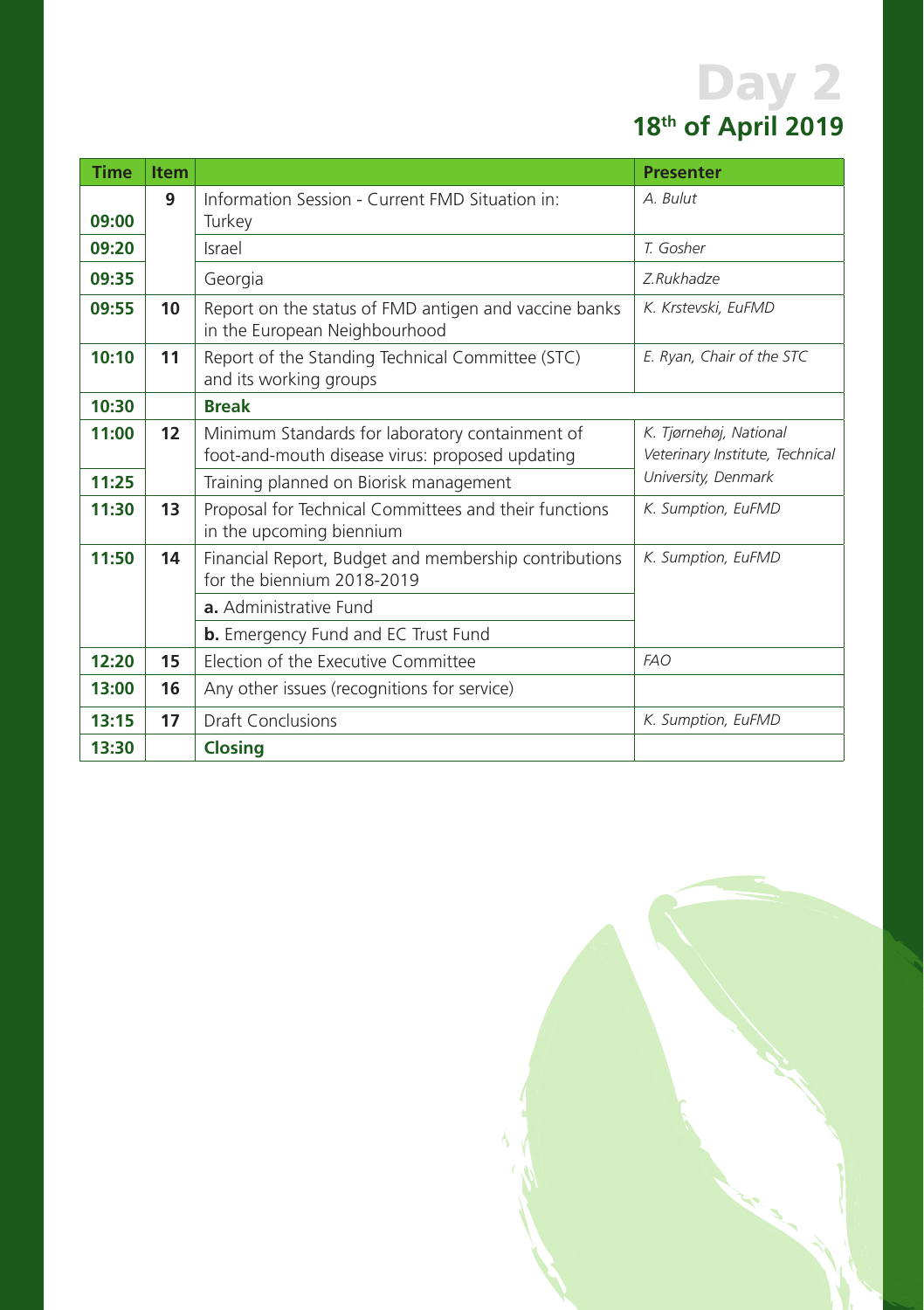# Day 2

## 18th of April 2019

| Time | Item | | Presenter |
|---|---|---|---|
| 09:00 | 9 | Information Session - Current FMD Situation in: Turkey | *A. Bulut* |
| 09:20 | | Israel | *T. Gosher* |
| 09:35 | | Georgia | *Z.Rukhadze* |
| 09:55 | 10 | Report on the status of FMD antigen and vaccine banks in the European Neighbourhood | *K. Krstevski, EuFMD* |
| 10:10 | 11 | Report of the Standing Technical Committee (STC) and its working groups | *E. Ryan, Chair of the STC* |
| 10:30 | | **Break** | |
| 11:00 | 12 | Minimum Standards for laboratory containment of foot-and-mouth disease virus: proposed updating | *K. Tjørnehøj, National Veterinary Institute, Technical University, Denmark* |
| 11:25 | | Training planned on Biorisk management | |
| 11:30 | 13 | Proposal for Technical Committees and their functions in the upcoming biennium | *K. Sumption, EuFMD* |
| 11:50 | 14 | Financial Report, Budget and membership contributions for the biennium 2018-2019 | *K. Sumption, EuFMD* |
| | | **a.** Administrative Fund | |
| | | **b.** Emergency Fund and EC Trust Fund | |
| 12:20 | 15 | Election of the Executive Committee | *FAO* |
| 13:00 | 16 | Any other issues (recognitions for service) | |
| 13:15 | 17 | Draft Conclusions | *K. Sumption, EuFMD* |
| 13:30 | | **Closing** | |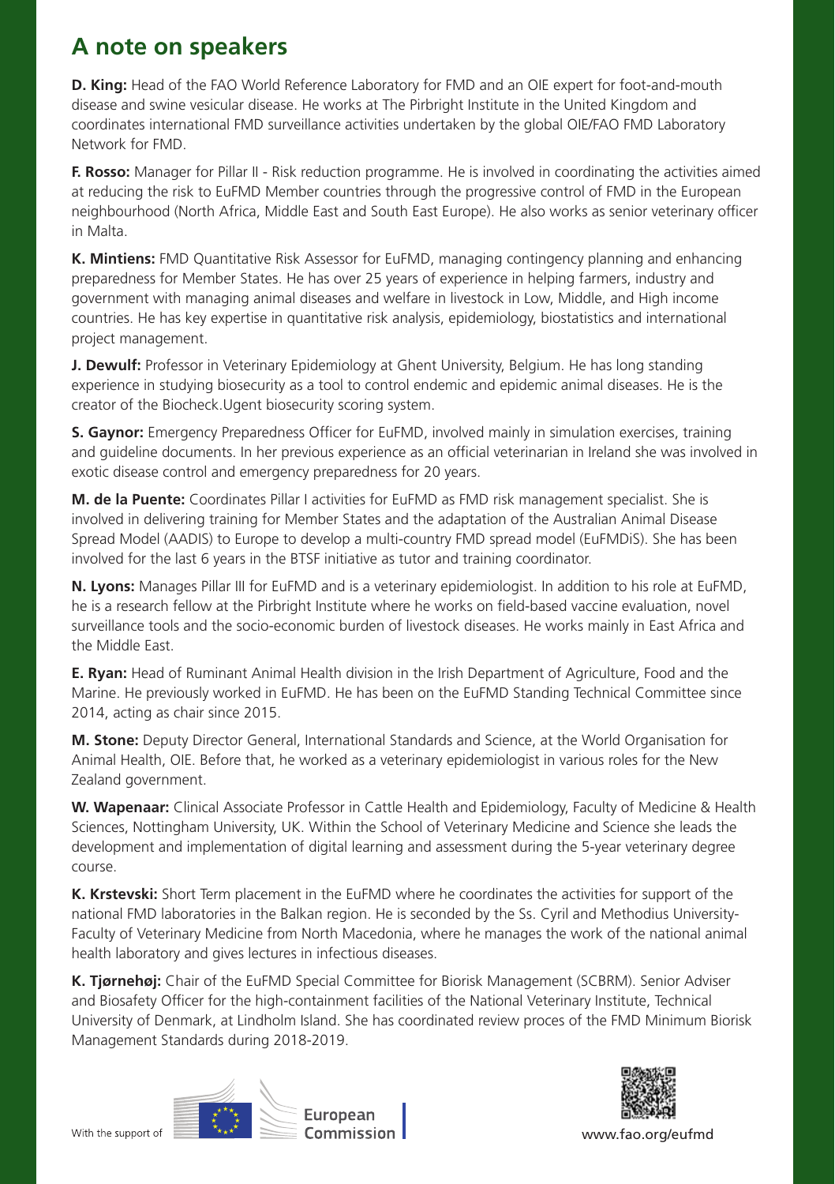## A note on speakers

**D. King:** Head of the FAO World Reference Laboratory for FMD and an OIE expert for foot-and-mouth disease and swine vesicular disease. He works at The Pirbright Institute in the United Kingdom and coordinates international FMD surveillance activities undertaken by the global OIE/FAO FMD Laboratory Network for FMD.

**F. Rosso:** Manager for Pillar II - Risk reduction programme. He is involved in coordinating the activities aimed at reducing the risk to EuFMD Member countries through the progressive control of FMD in the European neighbourhood (North Africa, Middle East and South East Europe). He also works as senior veterinary officer in Malta.

**K. Mintiens:** FMD Quantitative Risk Assessor for EuFMD, managing contingency planning and enhancing preparedness for Member States. He has over 25 years of experience in helping farmers, industry and government with managing animal diseases and welfare in livestock in Low, Middle, and High income countries. He has key expertise in quantitative risk analysis, epidemiology, biostatistics and international project management.

**J. Dewulf:** Professor in Veterinary Epidemiology at Ghent University, Belgium. He has long standing experience in studying biosecurity as a tool to control endemic and epidemic animal diseases. He is the creator of the Biocheck.Ugent biosecurity scoring system.

**S. Gaynor:** Emergency Preparedness Officer for EuFMD, involved mainly in simulation exercises, training and guideline documents. In her previous experience as an official veterinarian in Ireland she was involved in exotic disease control and emergency preparedness for 20 years.

**M. de la Puente:** Coordinates Pillar I activities for EuFMD as FMD risk management specialist. She is involved in delivering training for Member States and the adaptation of the Australian Animal Disease Spread Model (AADIS) to Europe to develop a multi-country FMD spread model (EuFMDiS). She has been involved for the last 6 years in the BTSF initiative as tutor and training coordinator.

**N. Lyons:** Manages Pillar III for EuFMD and is a veterinary epidemiologist. In addition to his role at EuFMD, he is a research fellow at the Pirbright Institute where he works on field-based vaccine evaluation, novel surveillance tools and the socio-economic burden of livestock diseases. He works mainly in East Africa and the Middle East.

**E. Ryan:** Head of Ruminant Animal Health division in the Irish Department of Agriculture, Food and the Marine. He previously worked in EuFMD. He has been on the EuFMD Standing Technical Committee since 2014, acting as chair since 2015.

**M. Stone:** Deputy Director General, International Standards and Science, at the World Organisation for Animal Health, OIE. Before that, he worked as a veterinary epidemiologist in various roles for the New Zealand government.

**W. Wapenaar:** Clinical Associate Professor in Cattle Health and Epidemiology, Faculty of Medicine & Health Sciences, Nottingham University, UK. Within the School of Veterinary Medicine and Science she leads the development and implementation of digital learning and assessment during the 5-year veterinary degree course.

**K. Krstevski:** Short Term placement in the EuFMD where he coordinates the activities for support of the national FMD laboratories in the Balkan region. He is seconded by the Ss. Cyril and Methodius University-Faculty of Veterinary Medicine from North Macedonia, where he manages the work of the national animal health laboratory and gives lectures in infectious diseases.

**K. Tjørnehøj:** Chair of the EuFMD Special Committee for Biorisk Management (SCBRM). Senior Adviser and Biosafety Officer for the high-containment facilities of the National Veterinary Institute, Technical University of Denmark, at Lindholm Island. She has coordinated review proces of the FMD Minimum Biorisk Management Standards during 2018-2019.

With the support of European Commission

www.fao.org/eufmd